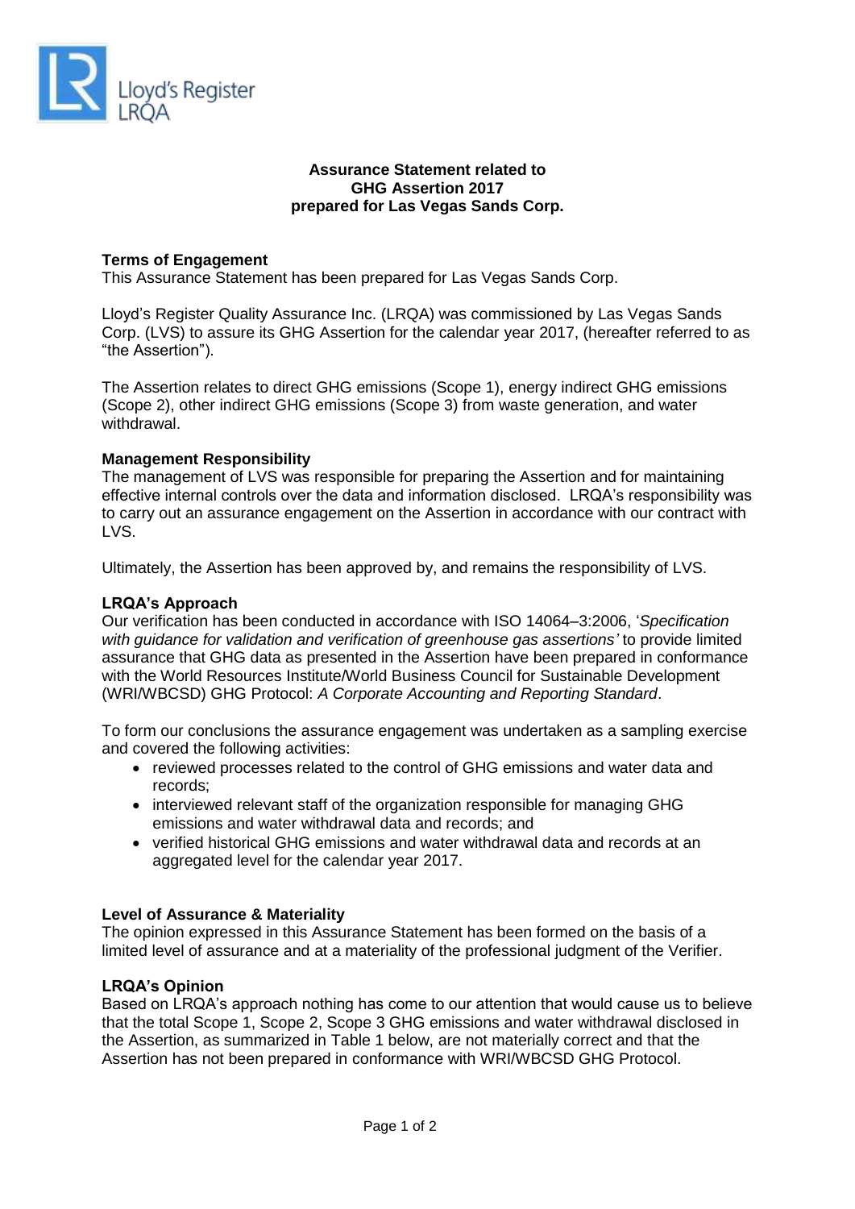Lloyd's Register LRQA

**Assurance Statement related to GHG Assertion 2017 prepared for Las Vegas Sands Corp.**

**Terms of Engagement**

This Assurance Statement has been prepared for Las Vegas Sands Corp.

Lloyd's Register Quality Assurance Inc. (LRQA) was commissioned by Las Vegas Sands Corp. (LVS) to assure its GHG Assertion for the calendar year 2017, (hereafter referred to as "the Assertion").

The Assertion relates to direct GHG emissions (Scope 1), energy indirect GHG emissions (Scope 2), other indirect GHG emissions (Scope 3) from waste generation, and water withdrawal.

**Management Responsibility**

The management of LVS was responsible for preparing the Assertion and for maintaining effective internal controls over the data and information disclosed. LRQA's responsibility was to carry out an assurance engagement on the Assertion in accordance with our contract with LVS.

Ultimately, the Assertion has been approved by, and remains the responsibility of LVS.

**LRQA's Approach**

Our verification has been conducted in accordance with ISO 14064–3:2006, '*Specification with guidance for validation and verification of greenhouse gas assertions'* to provide limited assurance that GHG data as presented in the Assertion have been prepared in conformance with the World Resources Institute/World Business Council for Sustainable Development (WRI/WBCSD) GHG Protocol: *A Corporate Accounting and Reporting Standard*.

To form our conclusions the assurance engagement was undertaken as a sampling exercise and covered the following activities:

- reviewed processes related to the control of GHG emissions and water data and records;
- interviewed relevant staff of the organization responsible for managing GHG emissions and water withdrawal data and records; and
- verified historical GHG emissions and water withdrawal data and records at an aggregated level for the calendar year 2017.

**Level of Assurance & Materiality**

The opinion expressed in this Assurance Statement has been formed on the basis of a limited level of assurance and at a materiality of the professional judgment of the Verifier.

**LRQA's Opinion**

Based on LRQA's approach nothing has come to our attention that would cause us to believe that the total Scope 1, Scope 2, Scope 3 GHG emissions and water withdrawal disclosed in the Assertion, as summarized in Table 1 below, are not materially correct and that the Assertion has not been prepared in conformance with WRI/WBCSD GHG Protocol.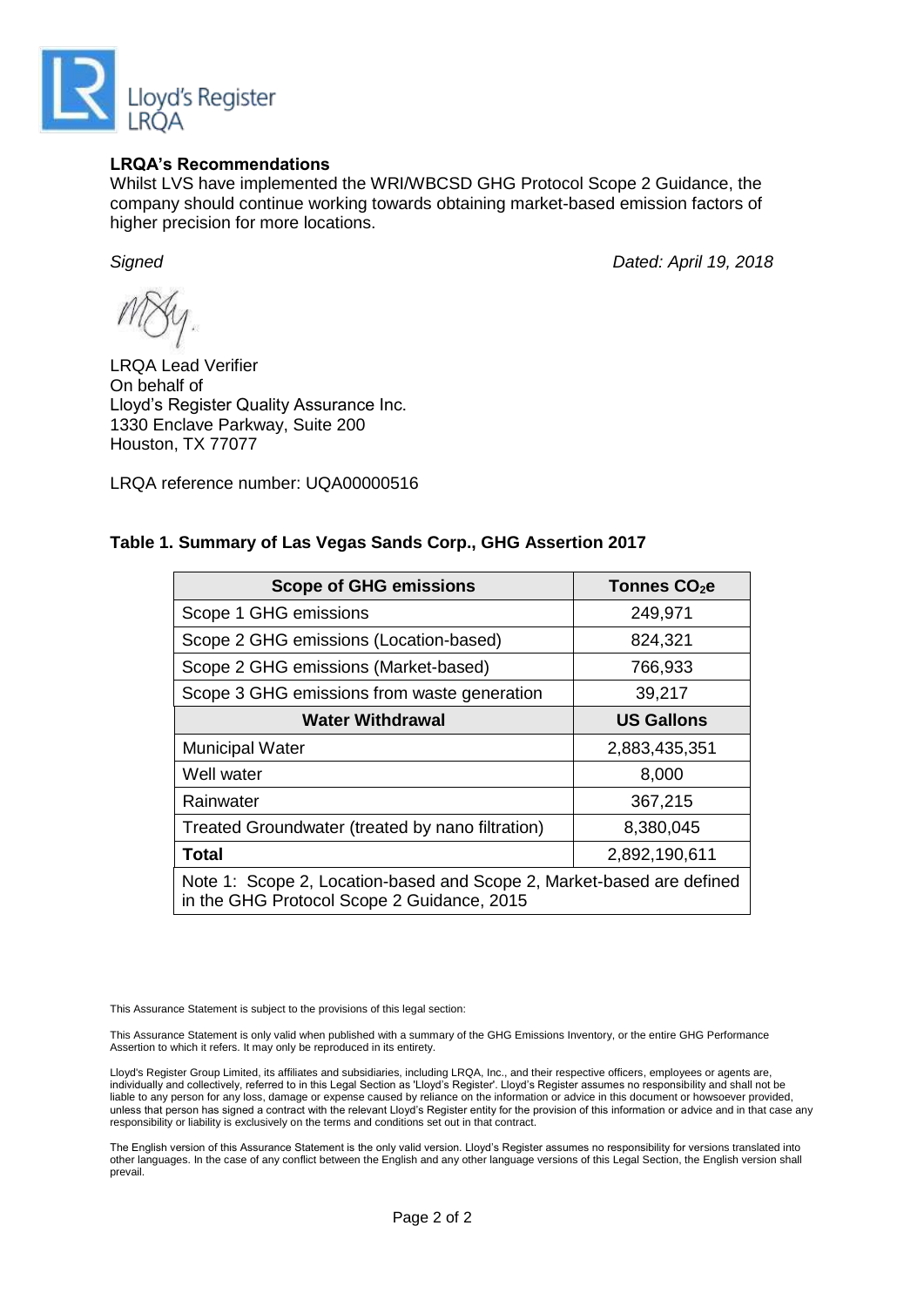Lloyd's Register
LRQA

**LRQA's Recommendations**

Whilst LVS have implemented the WRI/WBCSD GHG Protocol Scope 2 Guidance, the company should continue working towards obtaining market-based emission factors of higher precision for more locations.

*Signed* *Dated: April 19, 2018*

LRQA Lead Verifier
On behalf of
Lloyd's Register Quality Assurance Inc.
1330 Enclave Parkway, Suite 200
Houston, TX 77077

LRQA reference number: UQA00000516

**Table 1. Summary of Las Vegas Sands Corp., GHG Assertion 2017**

| Scope of GHG emissions | Tonnes $CO_2e$ |
|---|---|
| Scope 1 GHG emissions | 249,971 |
| Scope 2 GHG emissions (Location-based) | 824,321 |
| Scope 2 GHG emissions (Market-based) | 766,933 |
| Scope 3 GHG emissions from waste generation | 39,217 |
| **Water Withdrawal** | **US Gallons** |
| Municipal Water | 2,883,435,351 |
| Well water | 8,000 |
| Rainwater | 367,215 |
| Treated Groundwater (treated by nano filtration) | 8,380,045 |
| **Total** | 2,892,190,611 |
| Note 1: Scope 2, Location-based and Scope 2, Market-based are defined in the GHG Protocol Scope 2 Guidance, 2015 | |

This Assurance Statement is subject to the provisions of this legal section:

This Assurance Statement is only valid when published with a summary of the GHG Emissions Inventory, or the entire GHG Performance Assertion to which it refers. It may only be reproduced in its entirety.

Lloyd's Register Group Limited, its affiliates and subsidiaries, including LRQA, Inc., and their respective officers, employees or agents are, individually and collectively, referred to in this Legal Section as 'Lloyd's Register'. Lloyd's Register assumes no responsibility and shall not be liable to any person for any loss, damage or expense caused by reliance on the information or advice in this document or howsoever provided, unless that person has signed a contract with the relevant Lloyd's Register entity for the provision of this information or advice and in that case any responsibility or liability is exclusively on the terms and conditions set out in that contract.

The English version of this Assurance Statement is the only valid version. Lloyd's Register assumes no responsibility for versions translated into other languages. In the case of any conflict between the English and any other language versions of this Legal Section, the English version shall prevail.